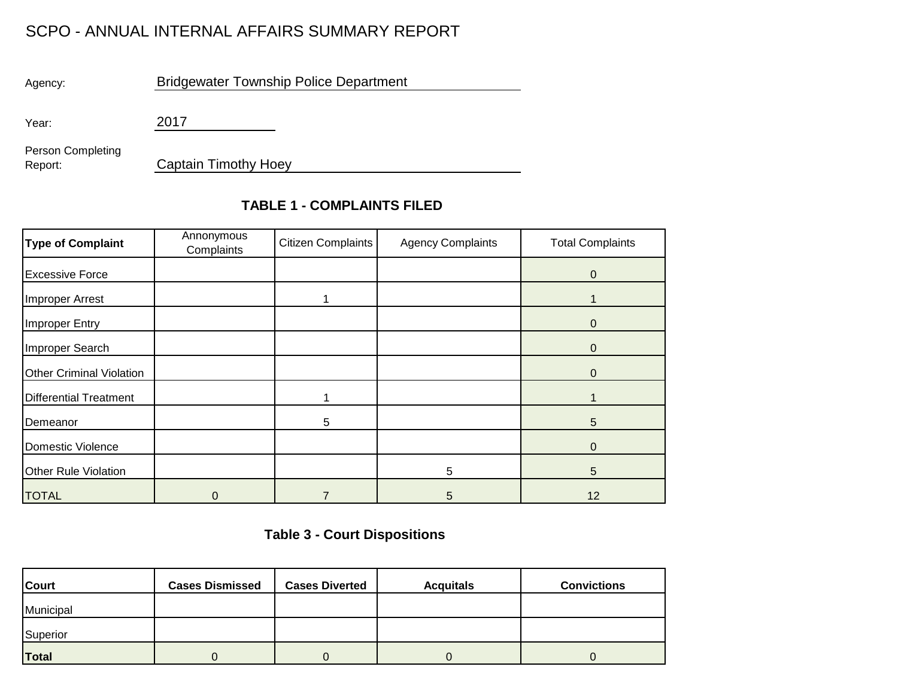# SCPO - ANNUAL INTERNAL AFFAIRS SUMMARY REPORT

Agency: Bridgewater Township Police Department

Year: 2017

Person Completing Report: Captain Timothy Hoey

## TABLE 1 - COMPLAINTS FILED

| Type of Complaint | Annonymous Complaints | Citizen Complaints | Agency Complaints | Total Complaints |
|---|---|---|---|---|
| Excessive Force | | | | 0 |
| Improper Arrest | | 1 | | 1 |
| Improper Entry | | | | 0 |
| Improper Search | | | | 0 |
| Other Criminal Violation | | | | 0 |
| Differential Treatment | | 1 | | 1 |
| Demeanor | | 5 | | 5 |
| Domestic Violence | | | | 0 |
| Other Rule Violation | | | 5 | 5 |
| TOTAL | 0 | 7 | 5 | 12 |

## Table 3 - Court Dispositions

| Court | Cases Dismissed | Cases Diverted | Acquitals | Convictions |
|---|---|---|---|---|
| Municipal | | | | |
| Superior | | | | |
| **Total** | 0 | 0 | 0 | 0 |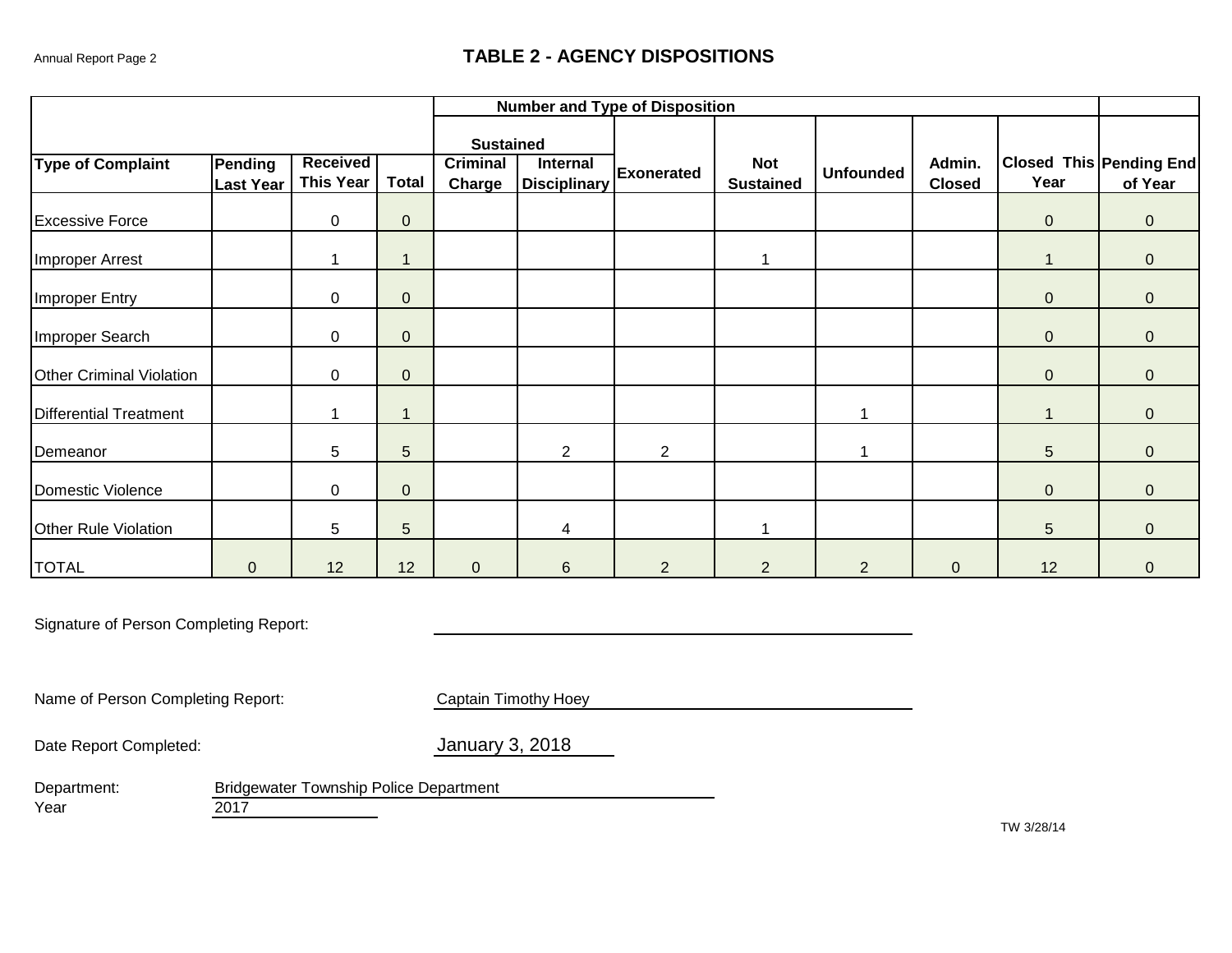# TABLE 2 - AGENCY DISPOSITIONS

| | | | | Number and Type of Disposition | | | | | | | |
|---|---|---|---|---|---|---|---|---|---|---|---|
| | | | | Sustained | | | | | | | |
| Type of Complaint | Pending Last Year | Received This Year | Total | Criminal Charge | Internal Disciplinary | Exonerated | Not Sustained | Unfounded | Admin. Closed | Closed This Year | Pending End of Year |
| Excessive Force | | 0 | 0 | | | | | | | 0 | 0 |
| Improper Arrest | | 1 | 1 | | | | 1 | | | 1 | 0 |
| Improper Entry | | 0 | 0 | | | | | | | 0 | 0 |
| Improper Search | | 0 | 0 | | | | | | | 0 | 0 |
| Other Criminal Violation | | 0 | 0 | | | | | | | 0 | 0 |
| Differential Treatment | | 1 | 1 | | | | | 1 | | 1 | 0 |
| Demeanor | | 5 | 5 | | 2 | 2 | | 1 | | 5 | 0 |
| Domestic Violence | | 0 | 0 | | | | | | | 0 | 0 |
| Other Rule Violation | | 5 | 5 | | 4 | | 1 | | | 5 | 0 |
| TOTAL | 0 | 12 | 12 | 0 | 6 | 2 | 2 | 2 | 0 | 12 | 0 |

Signature of Person Completing Report: ______________________

Name of Person Completing Report: Captain Timothy Hoey

Date Report Completed: January 3, 2018

Department: Bridgewater Township Police Department

Year: 2017

TW 3/28/14